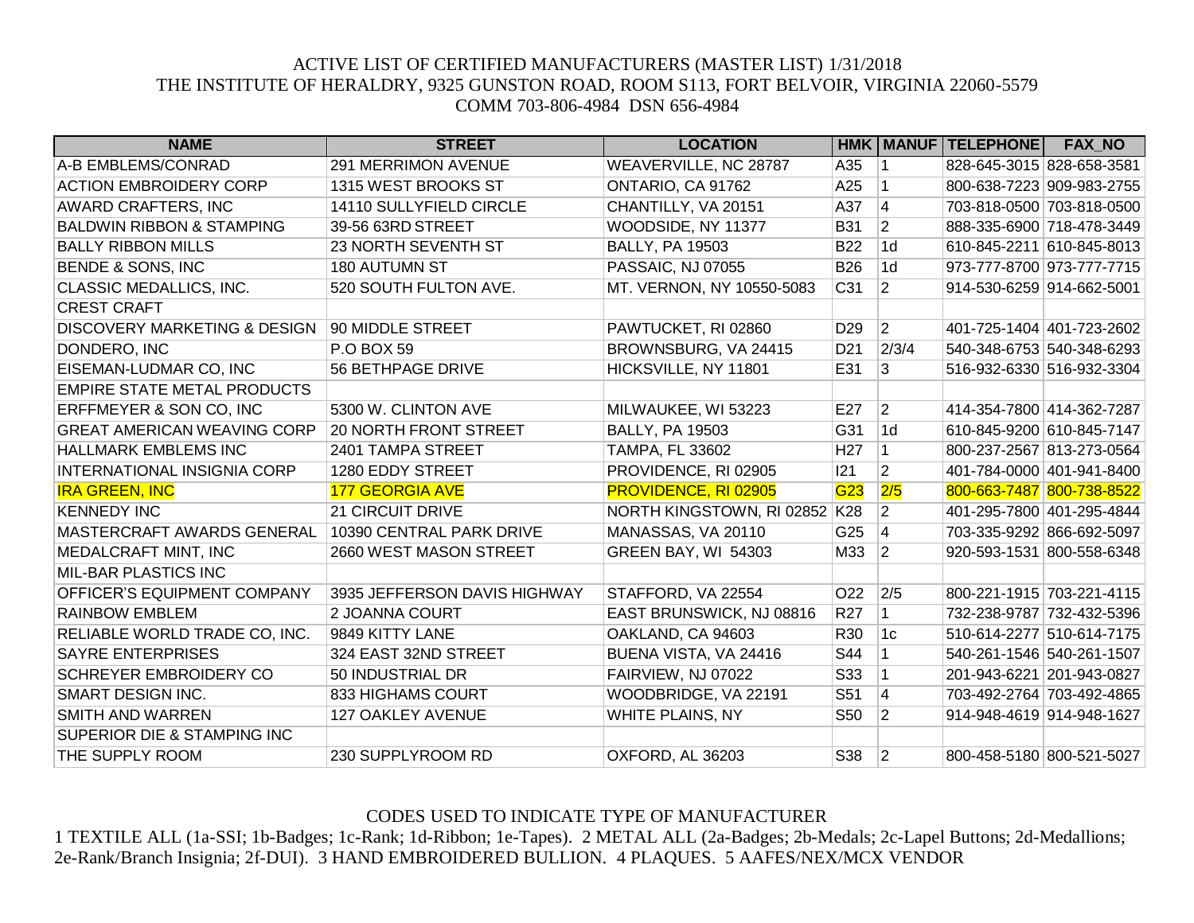ACTIVE LIST OF CERTIFIED MANUFACTURERS (MASTER LIST) 1/31/2018
THE INSTITUTE OF HERALDRY, 9325 GUNSTON ROAD, ROOM S113, FORT BELVOIR, VIRGINIA 22060-5579
COMM 703-806-4984 DSN 656-4984

| NAME | STREET | LOCATION | HMK | MANUF | TELEPHONE | FAX_NO |
|---|---|---|---|---|---|---|
| A-B EMBLEMS/CONRAD | 291 MERRIMON AVENUE | WEAVERVILLE, NC 28787 | A35 | 1 | 828-645-3015 | 828-658-3581 |
| ACTION EMBROIDERY CORP | 1315 WEST BROOKS ST | ONTARIO, CA 91762 | A25 | 1 | 800-638-7223 | 909-983-2755 |
| AWARD CRAFTERS, INC | 14110 SULLYFIELD CIRCLE | CHANTILLY, VA 20151 | A37 | 4 | 703-818-0500 | 703-818-0500 |
| BALDWIN RIBBON & STAMPING | 39-56 63RD STREET | WOODSIDE, NY 11377 | B31 | 2 | 888-335-6900 | 718-478-3449 |
| BALLY RIBBON MILLS | 23 NORTH SEVENTH ST | BALLY, PA 19503 | B22 | 1d | 610-845-2211 | 610-845-8013 |
| BENDE & SONS, INC | 180 AUTUMN ST | PASSAIC, NJ 07055 | B26 | 1d | 973-777-8700 | 973-777-7715 |
| CLASSIC MEDALLICS, INC. | 520 SOUTH FULTON AVE. | MT. VERNON, NY 10550-5083 | C31 | 2 | 914-530-6259 | 914-662-5001 |
| CREST CRAFT | | | | | | |
| DISCOVERY MARKETING & DESIGN | 90 MIDDLE STREET | PAWTUCKET, RI 02860 | D29 | 2 | 401-725-1404 | 401-723-2602 |
| DONDERO, INC | P.O BOX 59 | BROWNSBURG, VA 24415 | D21 | 2/3/4 | 540-348-6753 | 540-348-6293 |
| EISEMAN-LUDMAR CO, INC | 56 BETHPAGE DRIVE | HICKSVILLE, NY 11801 | E31 | 3 | 516-932-6330 | 516-932-3304 |
| EMPIRE STATE METAL PRODUCTS | | | | | | |
| ERFFMEYER & SON CO, INC | 5300 W. CLINTON AVE | MILWAUKEE, WI 53223 | E27 | 2 | 414-354-7800 | 414-362-7287 |
| GREAT AMERICAN WEAVING CORP | 20 NORTH FRONT STREET | BALLY, PA 19503 | G31 | 1d | 610-845-9200 | 610-845-7147 |
| HALLMARK EMBLEMS INC | 2401 TAMPA STREET | TAMPA, FL 33602 | H27 | 1 | 800-237-2567 | 813-273-0564 |
| INTERNATIONAL INSIGNIA CORP | 1280 EDDY STREET | PROVIDENCE, RI 02905 | I21 | 2 | 401-784-0000 | 401-941-8400 |
| IRA GREEN, INC | 177 GEORGIA AVE | PROVIDENCE, RI 02905 | G23 | 2/5 | 800-663-7487 | 800-738-8522 |
| KENNEDY INC | 21 CIRCUIT DRIVE | NORTH KINGSTOWN, RI 02852 | K28 | 2 | 401-295-7800 | 401-295-4844 |
| MASTERCRAFT AWARDS GENERAL | 10390 CENTRAL PARK DRIVE | MANASSAS, VA 20110 | G25 | 4 | 703-335-9292 | 866-692-5097 |
| MEDALCRAFT MINT, INC | 2660 WEST MASON STREET | GREEN BAY, WI 54303 | M33 | 2 | 920-593-1531 | 800-558-6348 |
| MIL-BAR PLASTICS INC | | | | | | |
| OFFICER'S EQUIPMENT COMPANY | 3935 JEFFERSON DAVIS HIGHWAY | STAFFORD, VA 22554 | O22 | 2/5 | 800-221-1915 | 703-221-4115 |
| RAINBOW EMBLEM | 2 JOANNA COURT | EAST BRUNSWICK, NJ 08816 | R27 | 1 | 732-238-9787 | 732-432-5396 |
| RELIABLE WORLD TRADE CO, INC. | 9849 KITTY LANE | OAKLAND, CA 94603 | R30 | 1c | 510-614-2277 | 510-614-7175 |
| SAYRE ENTERPRISES | 324 EAST 32ND STREET | BUENA VISTA, VA 24416 | S44 | 1 | 540-261-1546 | 540-261-1507 |
| SCHREYER EMBROIDERY CO | 50 INDUSTRIAL DR | FAIRVIEW, NJ 07022 | S33 | 1 | 201-943-6221 | 201-943-0827 |
| SMART DESIGN INC. | 833 HIGHAMS COURT | WOODBRIDGE, VA 22191 | S51 | 4 | 703-492-2764 | 703-492-4865 |
| SMITH AND WARREN | 127 OAKLEY AVENUE | WHITE PLAINS, NY | S50 | 2 | 914-948-4619 | 914-948-1627 |
| SUPERIOR DIE & STAMPING INC | | | | | | |
| THE SUPPLY ROOM | 230 SUPPLYROOM RD | OXFORD, AL 36203 | S38 | 2 | 800-458-5180 | 800-521-5027 |

CODES USED TO INDICATE TYPE OF MANUFACTURER

1 TEXTILE ALL (1a-SSI; 1b-Badges; 1c-Rank; 1d-Ribbon; 1e-Tapes). 2 METAL ALL (2a-Badges; 2b-Medals; 2c-Lapel Buttons; 2d-Medallions; 2e-Rank/Branch Insignia; 2f-DUI). 3 HAND EMBROIDERED BULLION. 4 PLAQUES. 5 AAFES/NEX/MCX VENDOR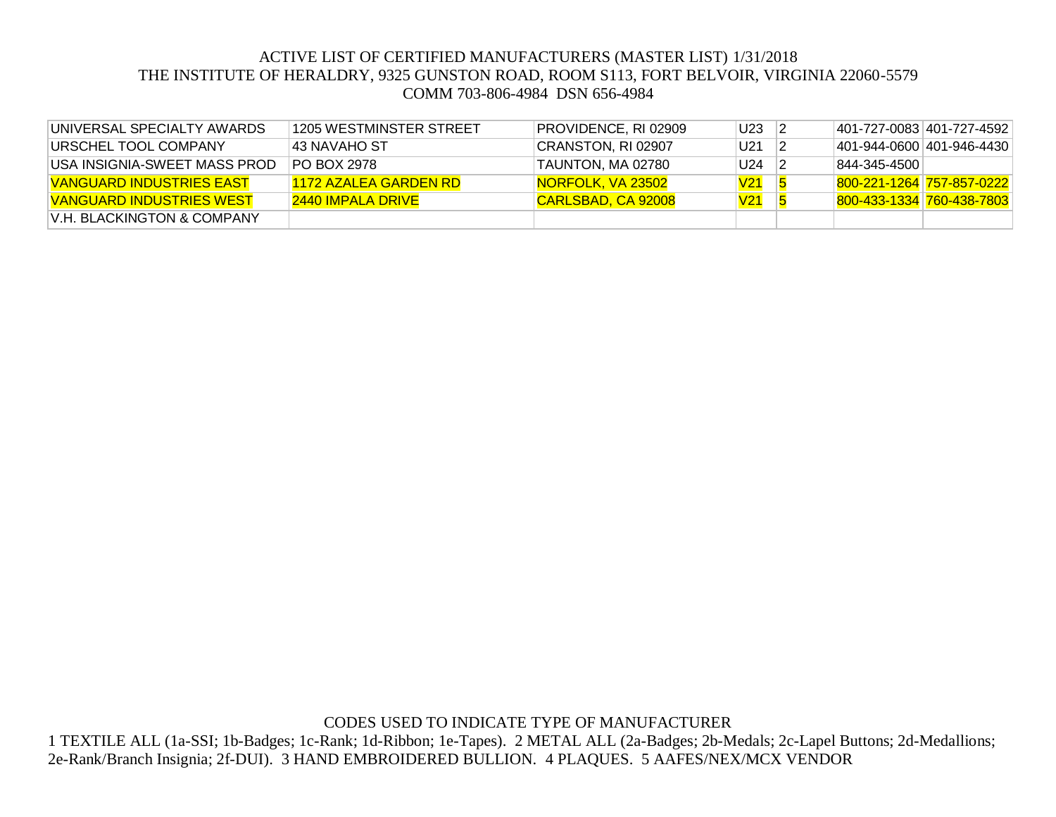ACTIVE LIST OF CERTIFIED MANUFACTURERS (MASTER LIST) 1/31/2018
THE INSTITUTE OF HERALDRY, 9325 GUNSTON ROAD, ROOM S113, FORT BELVOIR, VIRGINIA 22060-5579
COMM 703-806-4984 DSN 656-4984

| | | | | | | |
|---|---|---|---|---|---|---|
| UNIVERSAL SPECIALTY AWARDS | 1205 WESTMINSTER STREET | PROVIDENCE, RI 02909 | U23 | 2 | 401-727-0083 | 401-727-4592 |
| URSCHEL TOOL COMPANY | 43 NAVAHO ST | CRANSTON, RI 02907 | U21 | 2 | 401-944-0600 | 401-946-4430 |
| USA INSIGNIA-SWEET MASS PROD | PO BOX 2978 | TAUNTON, MA 02780 | U24 | 2 | 844-345-4500 | |
| VANGUARD INDUSTRIES EAST | 1172 AZALEA GARDEN RD | NORFOLK, VA 23502 | V21 | 5 | 800-221-1264 | 757-857-0222 |
| VANGUARD INDUSTRIES WEST | 2440 IMPALA DRIVE | CARLSBAD, CA 92008 | V21 | 5 | 800-433-1334 | 760-438-7803 |
| V.H. BLACKINGTON & COMPANY | | | | | | |

CODES USED TO INDICATE TYPE OF MANUFACTURER

1 TEXTILE ALL (1a-SSI; 1b-Badges; 1c-Rank; 1d-Ribbon; 1e-Tapes). 2 METAL ALL (2a-Badges; 2b-Medals; 2c-Lapel Buttons; 2d-Medallions; 2e-Rank/Branch Insignia; 2f-DUI). 3 HAND EMBROIDERED BULLION. 4 PLAQUES. 5 AAFES/NEX/MCX VENDOR